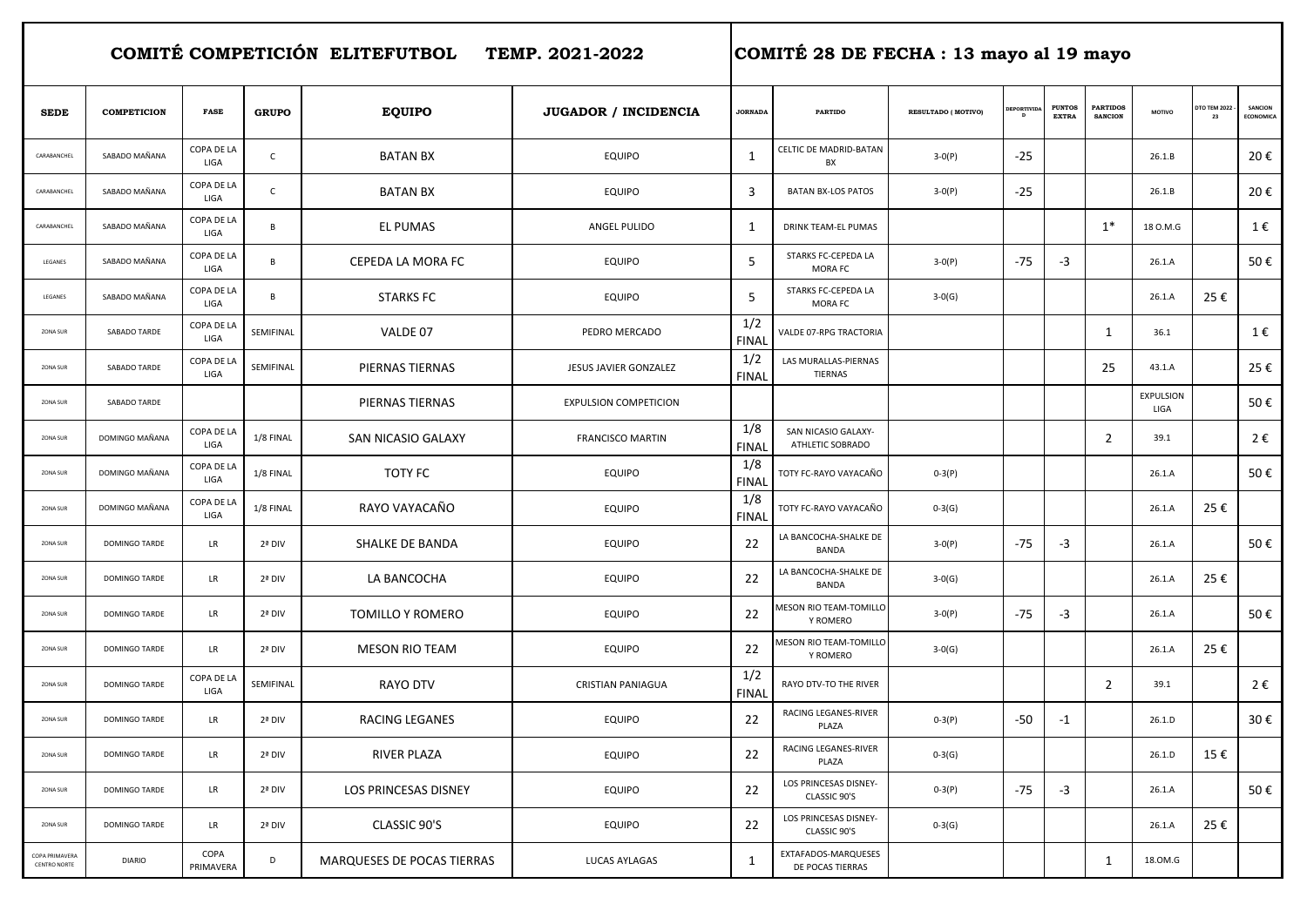| COMITÉ COMPETICIÓN ELITEFUTBOL TEMP. 2021-2022 | | | | | | COMITÉ 28 DE FECHA : 13 mayo al 19 mayo | | | | | | | | |
|---|---|---|---|---|---|---|---|---|---|---|---|---|---|---|
| **SEDE** | **COMPETICION** | **FASE** | **GRUPO** | **EQUIPO** | **JUGADOR / INCIDENCIA** | **JORNADA** | **PARTIDO** | **RESULTADO ( MOTIVO)** | **DEPORTIVIDAD** | **PUNTOS EXTRA** | **PARTIDOS SANCION** | **MOTIVO** | **DTO TEM 2022 - 23** | **SANCION ECONOMICA** |
| CARABANCHEL | SABADO MAÑANA | COPA DE LA LIGA | C | BATAN BX | EQUIPO | 1 | CELTIC DE MADRID-BATAN BX | 3-0(P) | -25 | | | 26.1.B | | 20 € |
| CARABANCHEL | SABADO MAÑANA | COPA DE LA LIGA | C | BATAN BX | EQUIPO | 3 | BATAN BX-LOS PATOS | 3-0(P) | -25 | | | 26.1.B | | 20 € |
| CARABANCHEL | SABADO MAÑANA | COPA DE LA LIGA | B | EL PUMAS | ANGEL PULIDO | 1 | DRINK TEAM-EL PUMAS | | | | 1* | 18 O.M.G | | 1 € |
| LEGANES | SABADO MAÑANA | COPA DE LA LIGA | B | CEPEDA LA MORA FC | EQUIPO | 5 | STARKS FC-CEPEDA LA MORA FC | 3-0(P) | -75 | -3 | | 26.1.A | | 50 € |
| LEGANES | SABADO MAÑANA | COPA DE LA LIGA | B | STARKS FC | EQUIPO | 5 | STARKS FC-CEPEDA LA MORA FC | 3-0(G) | | | | 26.1.A | 25 € | |
| ZONA SUR | SABADO TARDE | COPA DE LA LIGA | SEMIFINAL | VALDE 07 | PEDRO MERCADO | 1/2 FINAL | VALDE 07-RPG TRACTORIA | | | | 1 | 36.1 | | 1 € |
| ZONA SUR | SABADO TARDE | COPA DE LA LIGA | SEMIFINAL | PIERNAS TIERNAS | JESUS JAVIER GONZALEZ | 1/2 FINAL | LAS MURALLAS-PIERNAS TIERNAS | | | | 25 | 43.1.A | | 25 € |
| ZONA SUR | SABADO TARDE | | | PIERNAS TIERNAS | EXPULSION COMPETICION | | | | | | | EXPULSION LIGA | | 50 € |
| ZONA SUR | DOMINGO MAÑANA | COPA DE LA LIGA | 1/8 FINAL | SAN NICASIO GALAXY | FRANCISCO MARTIN | 1/8 FINAL | SAN NICASIO GALAXY-ATHLETIC SOBRADO | | | | 2 | 39.1 | | 2 € |
| ZONA SUR | DOMINGO MAÑANA | COPA DE LA LIGA | 1/8 FINAL | TOTY FC | EQUIPO | 1/8 FINAL | TOTY FC-RAYO VAYACAÑO | 0-3(P) | | | | 26.1.A | | 50 € |
| ZONA SUR | DOMINGO MAÑANA | COPA DE LA LIGA | 1/8 FINAL | RAYO VAYACAÑO | EQUIPO | 1/8 FINAL | TOTY FC-RAYO VAYACAÑO | 0-3(G) | | | | 26.1.A | 25 € | |
| ZONA SUR | DOMINGO TARDE | LR | 2ª DIV | SHALKE DE BANDA | EQUIPO | 22 | LA BANCOCHA-SHALKE DE BANDA | 3-0(P) | -75 | -3 | | 26.1.A | | 50 € |
| ZONA SUR | DOMINGO TARDE | LR | 2ª DIV | LA BANCOCHA | EQUIPO | 22 | LA BANCOCHA-SHALKE DE BANDA | 3-0(G) | | | | 26.1.A | 25 € | |
| ZONA SUR | DOMINGO TARDE | LR | 2ª DIV | TOMILLO Y ROMERO | EQUIPO | 22 | MESON RIO TEAM-TOMILLO Y ROMERO | 3-0(P) | -75 | -3 | | 26.1.A | | 50 € |
| ZONA SUR | DOMINGO TARDE | LR | 2ª DIV | MESON RIO TEAM | EQUIPO | 22 | MESON RIO TEAM-TOMILLO Y ROMERO | 3-0(G) | | | | 26.1.A | 25 € | |
| ZONA SUR | DOMINGO TARDE | COPA DE LA LIGA | SEMIFINAL | RAYO DTV | CRISTIAN PANIAGUA | 1/2 FINAL | RAYO DTV-TO THE RIVER | | | | 2 | 39.1 | | 2 € |
| ZONA SUR | DOMINGO TARDE | LR | 2ª DIV | RACING LEGANES | EQUIPO | 22 | RACING LEGANES-RIVER PLAZA | 0-3(P) | -50 | -1 | | 26.1.D | | 30 € |
| ZONA SUR | DOMINGO TARDE | LR | 2ª DIV | RIVER PLAZA | EQUIPO | 22 | RACING LEGANES-RIVER PLAZA | 0-3(G) | | | | 26.1.D | 15 € | |
| ZONA SUR | DOMINGO TARDE | LR | 2ª DIV | LOS PRINCESAS DISNEY | EQUIPO | 22 | LOS PRINCESAS DISNEY-CLASSIC 90'S | 0-3(P) | -75 | -3 | | 26.1.A | | 50 € |
| ZONA SUR | DOMINGO TARDE | LR | 2ª DIV | CLASSIC 90'S | EQUIPO | 22 | LOS PRINCESAS DISNEY-CLASSIC 90'S | 0-3(G) | | | | 26.1.A | 25 € | |
| COPA PRIMAVERA CENTRO NORTE | DIARIO | COPA PRIMAVERA | D | MARQUESES DE POCAS TIERRAS | LUCAS AYLAGAS | 1 | EXTAFADOS-MARQUESES DE POCAS TIERRAS | | | | 1 | 18.OM.G | | |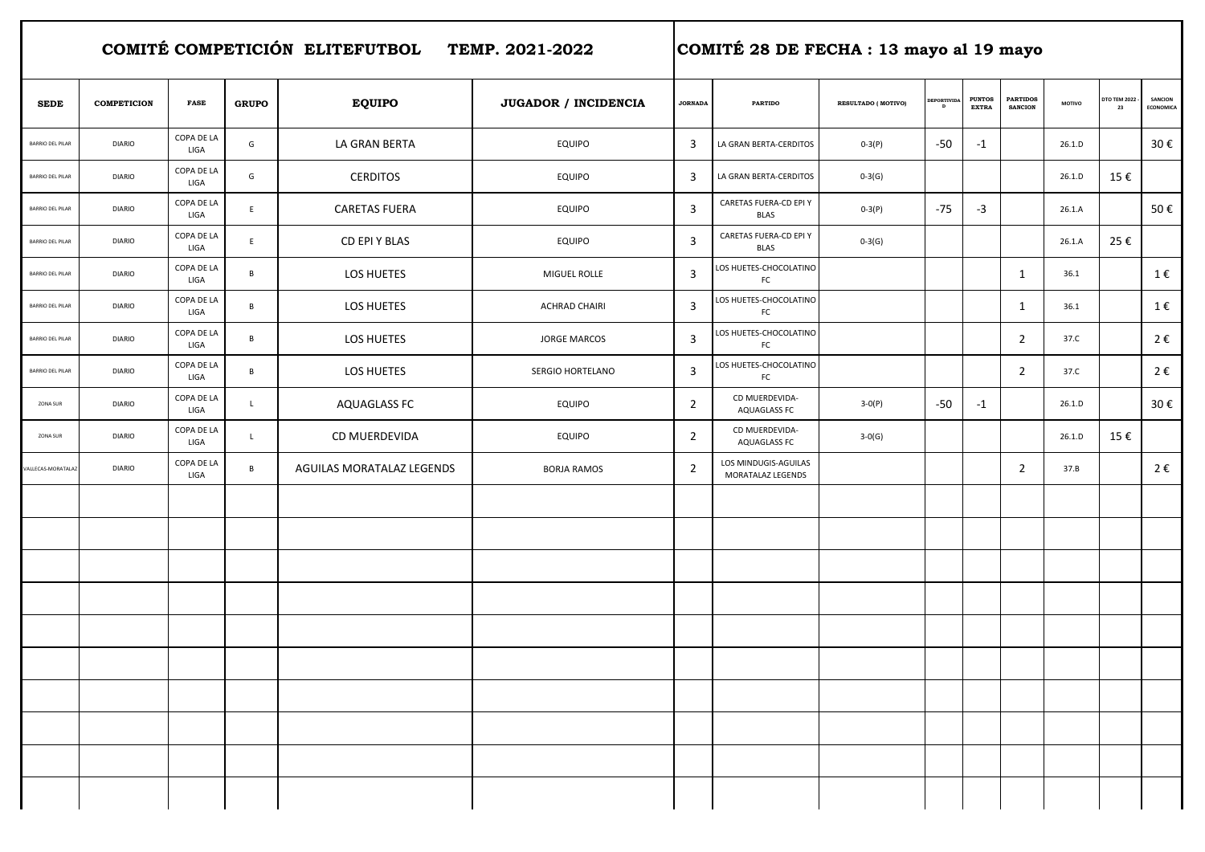| COMITÉ COMPETICIÓN ELITEFUTBOL TEMP. 2021-2022 | | | | | | COMITÉ 28 DE FECHA : 13 mayo al 19 mayo | | | | | | | | |
|---|---|---|---|---|---|---|---|---|---|---|---|---|---|---|
| **SEDE** | **COMPETICION** | **FASE** | **GRUPO** | **EQUIPO** | **JUGADOR / INCIDENCIA** | **JORNADA** | **PARTIDO** | **RESULTADO ( MOTIVO)** | **DEPORTIVIDAD** | **PUNTOS EXTRA** | **PARTIDOS SANCION** | **MOTIVO** | **DTO TEM 2022 - 23** | **SANCION ECONOMICA** |
| BARRIO DEL PILAR | DIARIO | COPA DE LA LIGA | G | LA GRAN BERTA | EQUIPO | 3 | LA GRAN BERTA-CERDITOS | 0-3(P) | -50 | -1 | | 26.1.D | | 30 € |
| BARRIO DEL PILAR | DIARIO | COPA DE LA LIGA | G | CERDITOS | EQUIPO | 3 | LA GRAN BERTA-CERDITOS | 0-3(G) | | | | 26.1.D | 15 € | |
| BARRIO DEL PILAR | DIARIO | COPA DE LA LIGA | E | CARETAS FUERA | EQUIPO | 3 | CARETAS FUERA-CD EPI Y BLAS | 0-3(P) | -75 | -3 | | 26.1.A | | 50 € |
| BARRIO DEL PILAR | DIARIO | COPA DE LA LIGA | E | CD EPI Y BLAS | EQUIPO | 3 | CARETAS FUERA-CD EPI Y BLAS | 0-3(G) | | | | 26.1.A | 25 € | |
| BARRIO DEL PILAR | DIARIO | COPA DE LA LIGA | B | LOS HUETES | MIGUEL ROLLE | 3 | LOS HUETES-CHOCOLATINO FC | | | | 1 | 36.1 | | 1 € |
| BARRIO DEL PILAR | DIARIO | COPA DE LA LIGA | B | LOS HUETES | ACHRAD CHAIRI | 3 | LOS HUETES-CHOCOLATINO FC | | | | 1 | 36.1 | | 1 € |
| BARRIO DEL PILAR | DIARIO | COPA DE LA LIGA | B | LOS HUETES | JORGE MARCOS | 3 | LOS HUETES-CHOCOLATINO FC | | | | 2 | 37.C | | 2 € |
| BARRIO DEL PILAR | DIARIO | COPA DE LA LIGA | B | LOS HUETES | SERGIO HORTELANO | 3 | LOS HUETES-CHOCOLATINO FC | | | | 2 | 37.C | | 2 € |
| ZONA SUR | DIARIO | COPA DE LA LIGA | L | AQUAGLASS FC | EQUIPO | 2 | CD MUERDEVIDA-AQUAGLASS FC | 3-0(P) | -50 | -1 | | 26.1.D | | 30 € |
| ZONA SUR | DIARIO | COPA DE LA LIGA | L | CD MUERDEVIDA | EQUIPO | 2 | CD MUERDEVIDA-AQUAGLASS FC | 3-0(G) | | | | 26.1.D | 15 € | |
| VALLECAS-MORATALAZ | DIARIO | COPA DE LA LIGA | B | AGUILAS MORATALAZ LEGENDS | BORJA RAMOS | 2 | LOS MINDUGIS-AGUILAS MORATALAZ LEGENDS | | | | 2 | 37.B | | 2 € |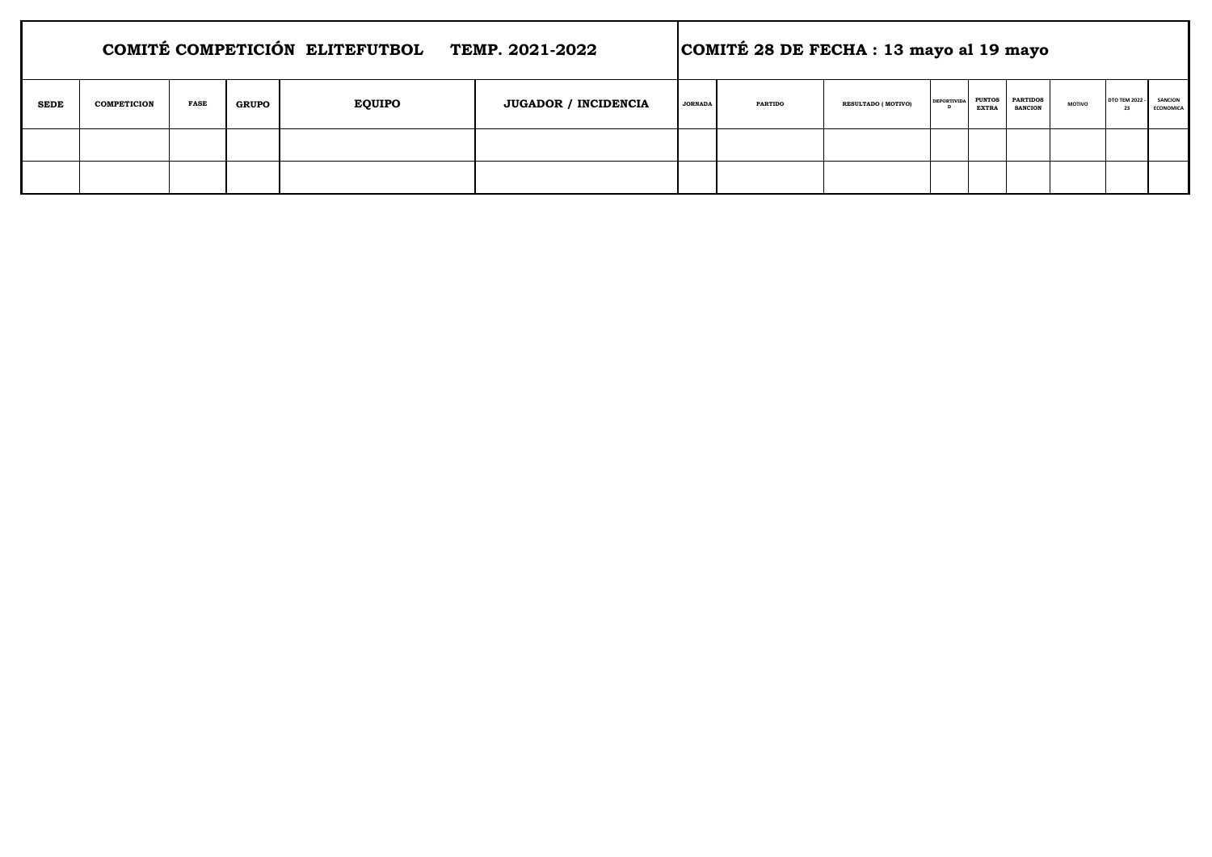| COMITÉ COMPETICIÓN ELITEFUTBOL TEMP. 2021-2022 | | | | | | COMITÉ 28 DE FECHA : 13 mayo al 19 mayo | | | | | | | | |
|---|---|---|---|---|---|---|---|---|---|---|---|---|---|---|
| SEDE | COMPETICION | FASE | GRUPO | EQUIPO | JUGADOR / INCIDENCIA | JORNADA | PARTIDO | RESULTADO ( MOTIVO) | DEPORTIVIDAD | PUNTOS EXTRA | PARTIDOS SANCION | MOTIVO | DTO TEM 2022 - 23 | SANCION ECONOMICA |
| | | | | | | | | | | | | | | |
| | | | | | | | | | | | | | | |